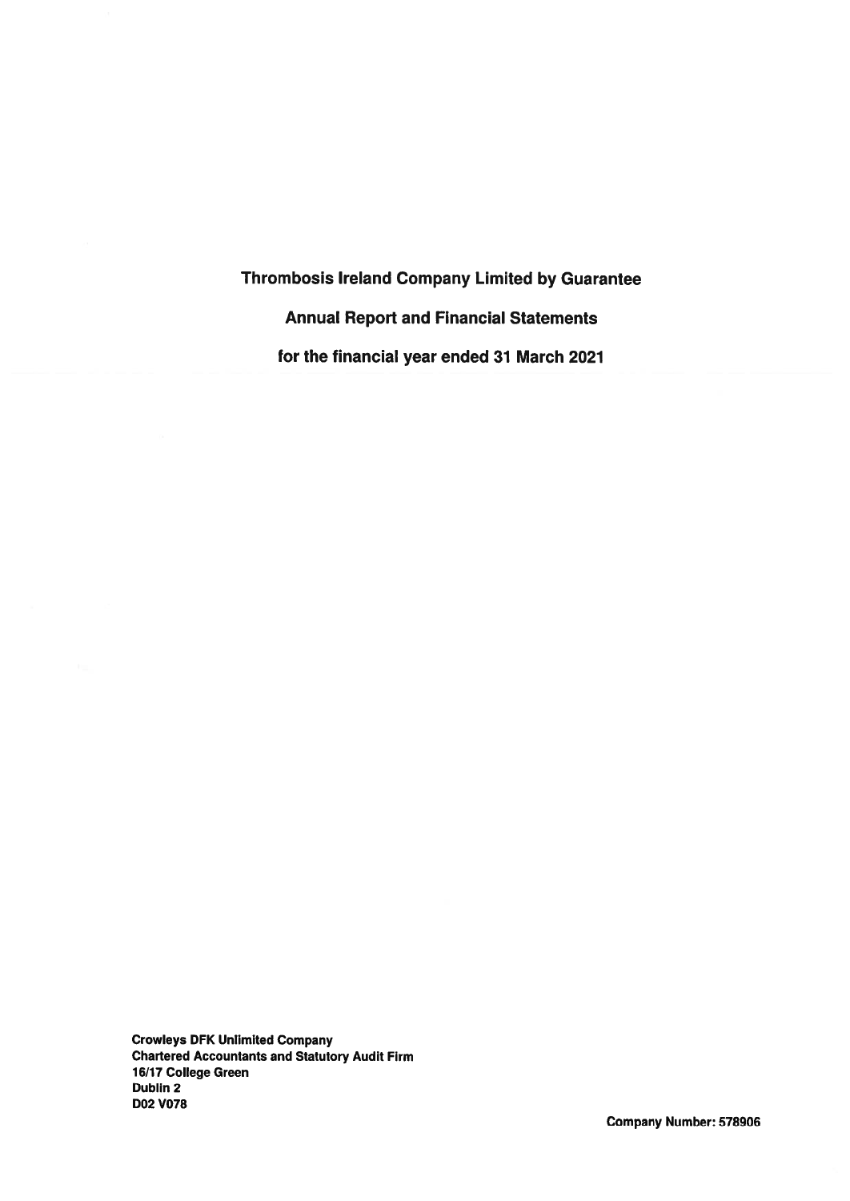# Thrombosis Ireland Company Limited by Guarantee

## Annual Report and Financial Statements

## for the financial year ended 31 March 2021

**Crowleys DFK Unlimited Company**
**Chartered Accountants and Statutory Audit Firm**
**16/17 College Green**
**Dublin 2**
**D02 V078**

**Company Number: 578906**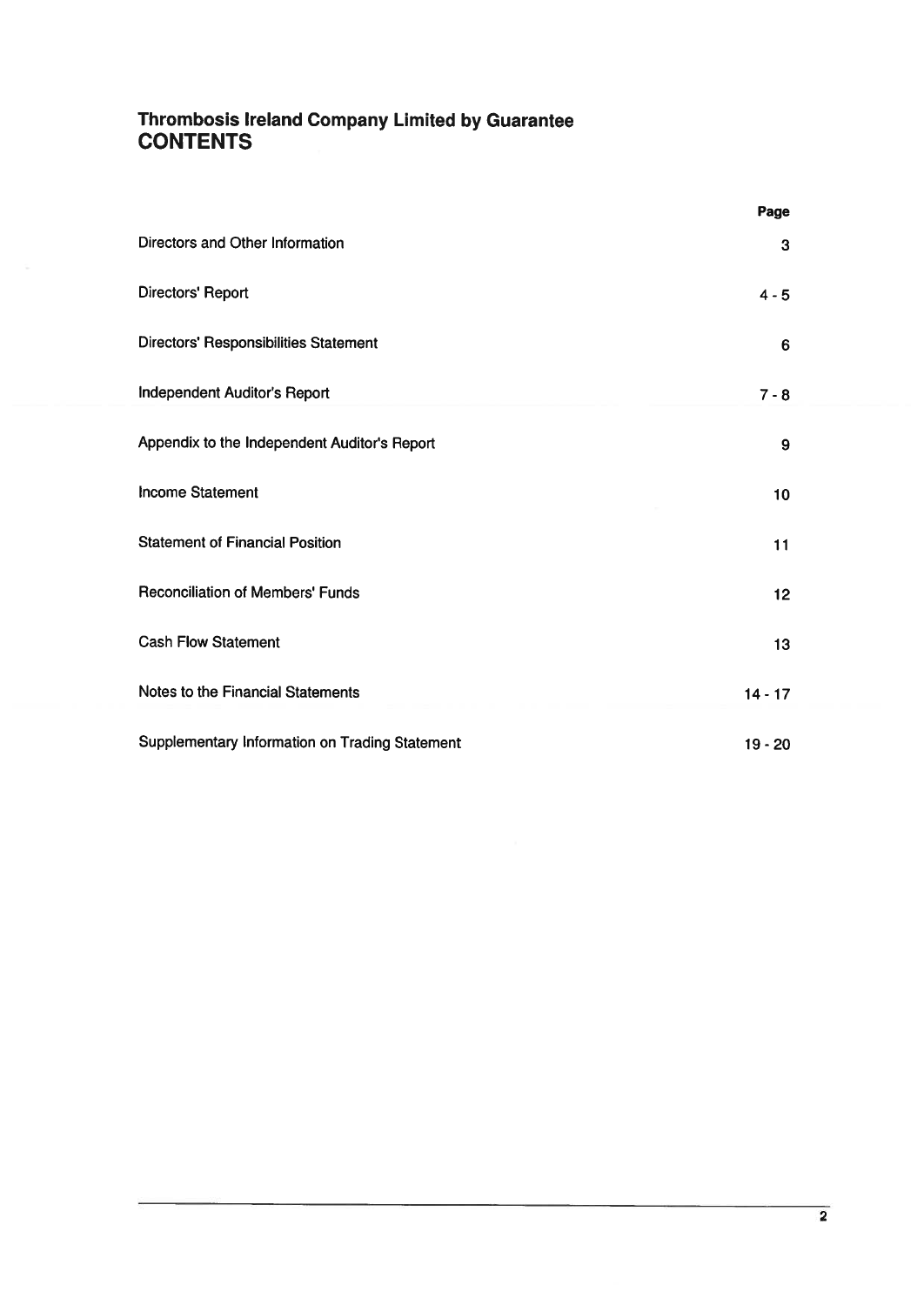# Thrombosis Ireland Company Limited by Guarantee
# CONTENTS

| | Page |
|---|---|
| Directors and Other Information | 3 |
| Directors' Report | 4 - 5 |
| Directors' Responsibilities Statement | 6 |
| Independent Auditor's Report | 7 - 8 |
| Appendix to the Independent Auditor's Report | 9 |
| Income Statement | 10 |
| Statement of Financial Position | 11 |
| Reconciliation of Members' Funds | 12 |
| Cash Flow Statement | 13 |
| Notes to the Financial Statements | 14 - 17 |
| Supplementary Information on Trading Statement | 19 - 20 |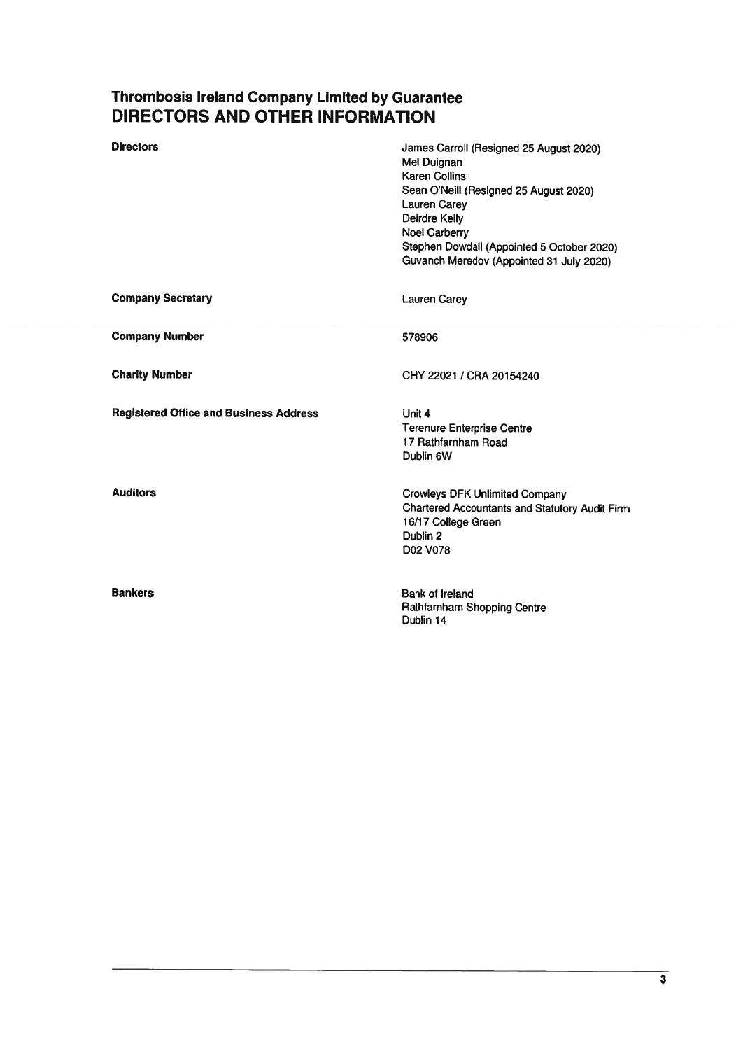# Thrombosis Ireland Company Limited by Guarantee
## DIRECTORS AND OTHER INFORMATION

| | |
|---|---|
| **Directors** | James Carroll (Resigned 25 August 2020)<br>Mel Duignan<br>Karen Collins<br>Sean O'Neill (Resigned 25 August 2020)<br>Lauren Carey<br>Deirdre Kelly<br>Noel Carberry<br>Stephen Dowdall (Appointed 5 October 2020)<br>Guvanch Meredov (Appointed 31 July 2020) |
| **Company Secretary** | Lauren Carey |
| **Company Number** | 578906 |
| **Charity Number** | CHY 22021 / CRA 20154240 |
| **Registered Office and Business Address** | Unit 4<br>Terenure Enterprise Centre<br>17 Rathfarnham Road<br>Dublin 6W |
| **Auditors** | Crowleys DFK Unlimited Company<br>Chartered Accountants and Statutory Audit Firm<br>16/17 College Green<br>Dublin 2<br>D02 V078 |
| **Bankers** | Bank of Ireland<br>Rathfarnham Shopping Centre<br>Dublin 14 |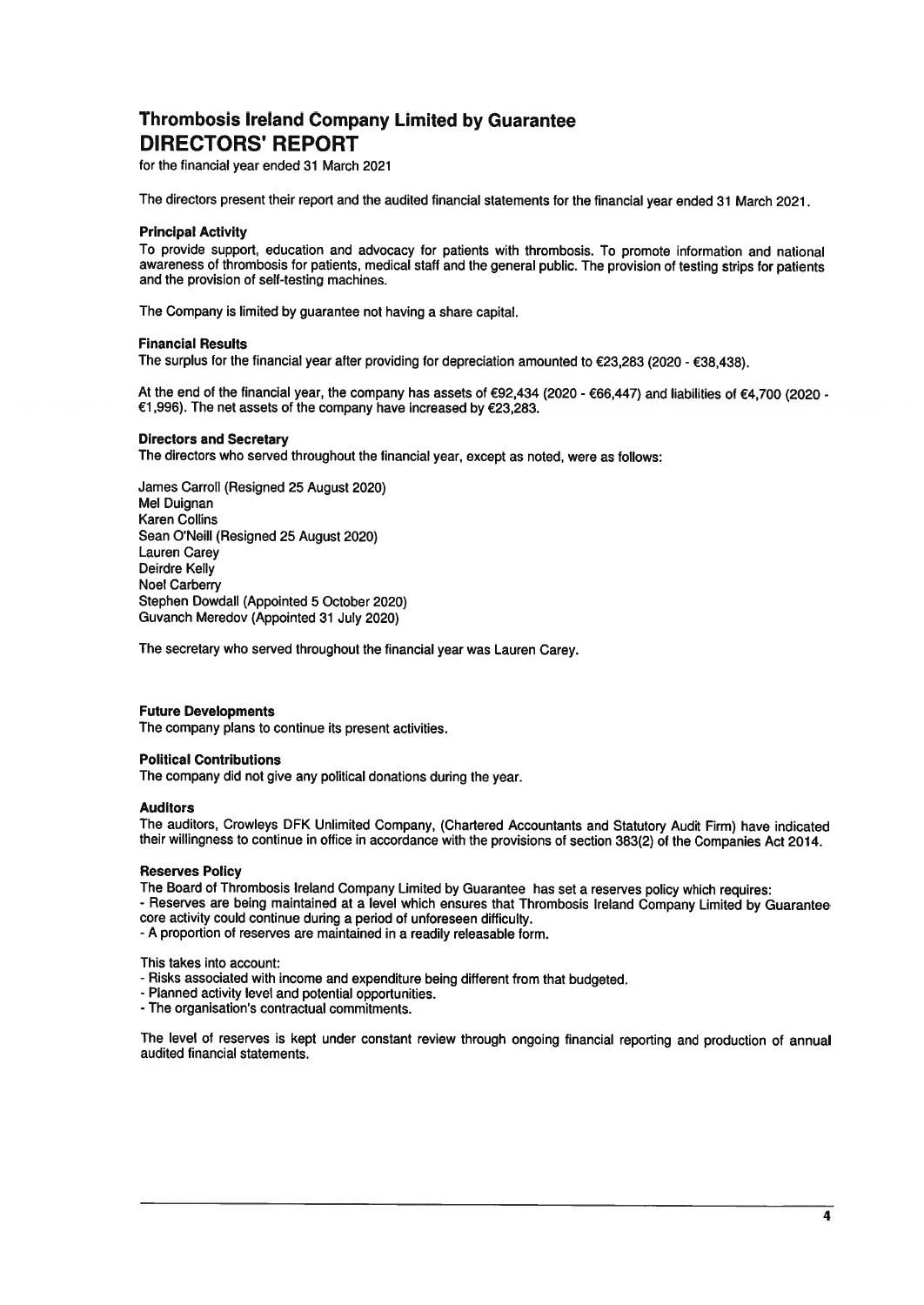# Thrombosis Ireland Company Limited by Guarantee

# DIRECTORS' REPORT

for the financial year ended 31 March 2021

The directors present their report and the audited financial statements for the financial year ended 31 March 2021.

### Principal Activity

To provide support, education and advocacy for patients with thrombosis. To promote information and national awareness of thrombosis for patients, medical staff and the general public. The provision of testing strips for patients and the provision of self-testing machines.

The Company is limited by guarantee not having a share capital.

### Financial Results

The surplus for the financial year after providing for depreciation amounted to €23,283 (2020 - €38,438).

At the end of the financial year, the company has assets of €92,434 (2020 - €66,447) and liabilities of €4,700 (2020 - €1,996). The net assets of the company have increased by €23,283.

### Directors and Secretary

The directors who served throughout the financial year, except as noted, were as follows:

James Carroll (Resigned 25 August 2020)
Mel Duignan
Karen Collins
Sean O'Neill (Resigned 25 August 2020)
Lauren Carey
Deirdre Kelly
Noel Carberry
Stephen Dowdall (Appointed 5 October 2020)
Guvanch Meredov (Appointed 31 July 2020)

The secretary who served throughout the financial year was Lauren Carey.

### Future Developments

The company plans to continue its present activities.

### Political Contributions

The company did not give any political donations during the year.

### Auditors

The auditors, Crowleys DFK Unlimited Company, (Chartered Accountants and Statutory Audit Firm) have indicated their willingness to continue in office in accordance with the provisions of section 383(2) of the Companies Act 2014.

### Reserves Policy

The Board of Thrombosis Ireland Company Limited by Guarantee has set a reserves policy which requires:

- Reserves are being maintained at a level which ensures that Thrombosis Ireland Company Limited by Guarantee core activity could continue during a period of unforeseen difficulty.
- A proportion of reserves are maintained in a readily releasable form.

This takes into account:

- Risks associated with income and expenditure being different from that budgeted.
- Planned activity level and potential opportunities.
- The organisation's contractual commitments.

The level of reserves is kept under constant review through ongoing financial reporting and production of annual audited financial statements.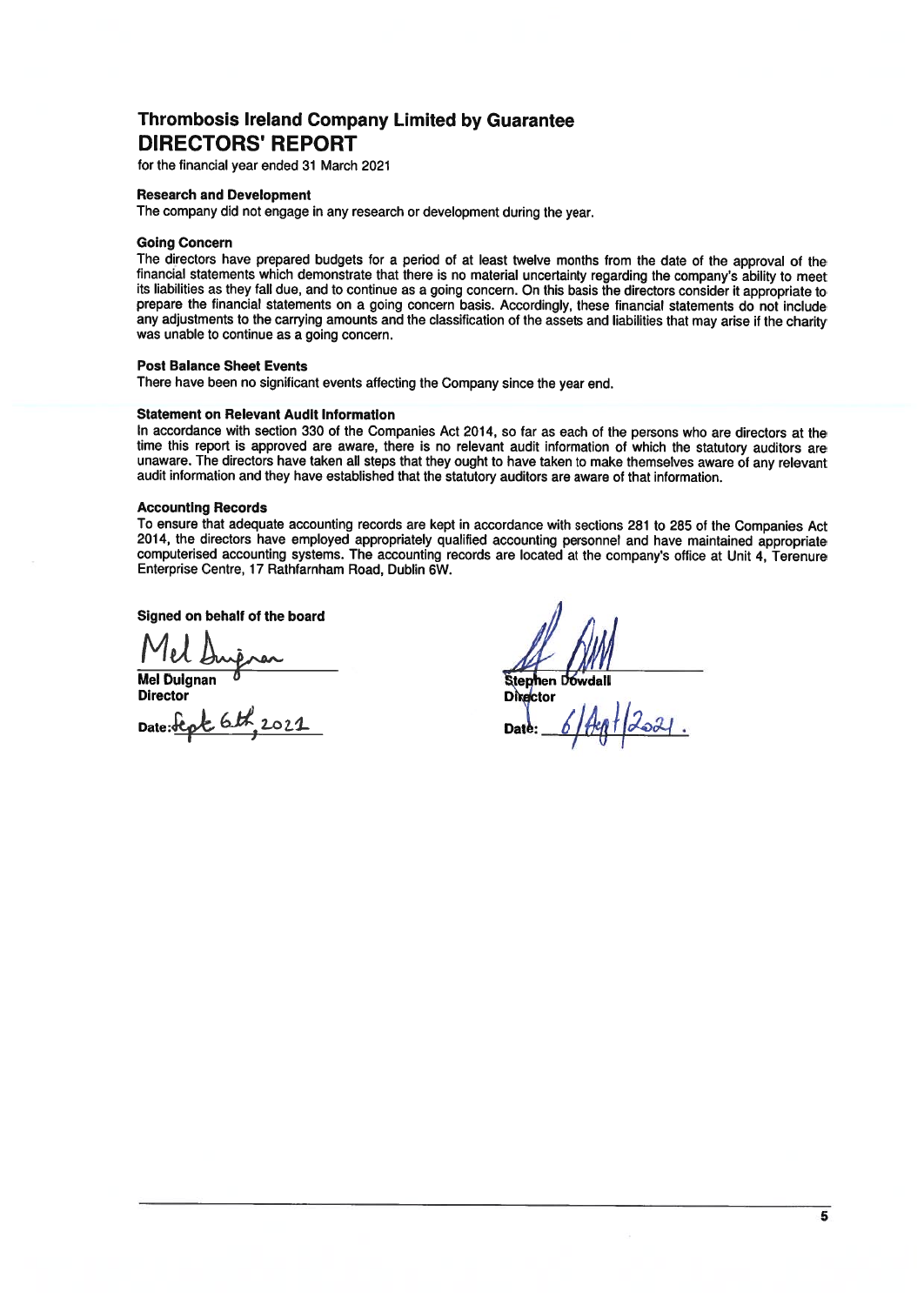# Thrombosis Ireland Company Limited by Guarantee

## DIRECTORS' REPORT

for the financial year ended 31 March 2021

### Research and Development

The company did not engage in any research or development during the year.

### Going Concern

The directors have prepared budgets for a period of at least twelve months from the date of the approval of the financial statements which demonstrate that there is no material uncertainty regarding the company's ability to meet its liabilities as they fall due, and to continue as a going concern. On this basis the directors consider it appropriate to prepare the financial statements on a going concern basis. Accordingly, these financial statements do not include any adjustments to the carrying amounts and the classification of the assets and liabilities that may arise if the charity was unable to continue as a going concern.

### Post Balance Sheet Events

There have been no significant events affecting the Company since the year end.

### Statement on Relevant Audit Information

In accordance with section 330 of the Companies Act 2014, so far as each of the persons who are directors at the time this report is approved are aware, there is no relevant audit information of which the statutory auditors are unaware. The directors have taken all steps that they ought to have taken to make themselves aware of any relevant audit information and they have established that the statutory auditors are aware of that information.

### Accounting Records

To ensure that adequate accounting records are kept in accordance with sections 281 to 285 of the Companies Act 2014, the directors have employed appropriately qualified accounting personnel and have maintained appropriate computerised accounting systems. The accounting records are located at the company's office at Unit 4, Terenure Enterprise Centre, 17 Rathfarnham Road, Dublin 6W.

**Signed on behalf of the board**

Mel Duignan

**Mel Duignan**
**Director**

Date: Sept 6th, 2021

**Stephen Dowdall**
**Director**

Date: 6/Sept/2021.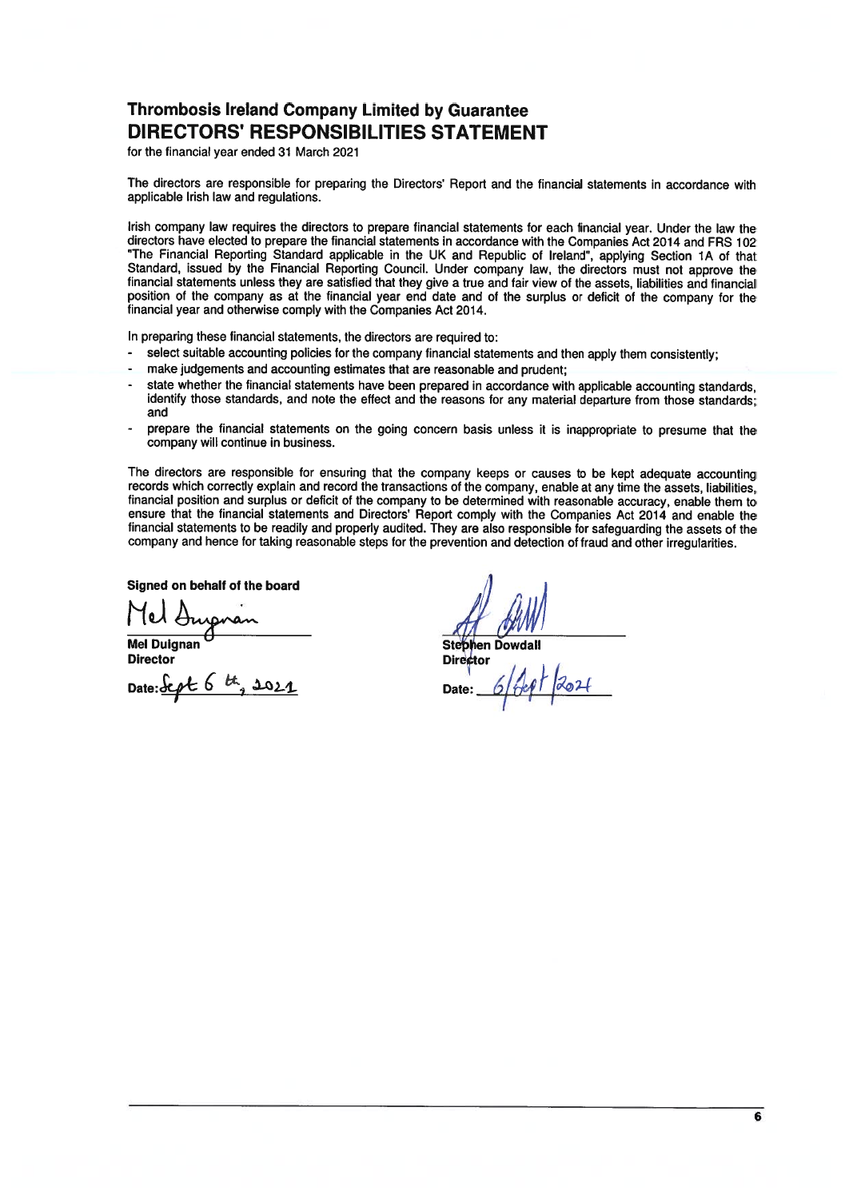# Thrombosis Ireland Company Limited by Guarantee

## DIRECTORS' RESPONSIBILITIES STATEMENT

for the financial year ended 31 March 2021

The directors are responsible for preparing the Directors' Report and the financial statements in accordance with applicable Irish law and regulations.

Irish company law requires the directors to prepare financial statements for each financial year. Under the law the directors have elected to prepare the financial statements in accordance with the Companies Act 2014 and FRS 102 "The Financial Reporting Standard applicable in the UK and Republic of Ireland", applying Section 1A of that Standard, issued by the Financial Reporting Council. Under company law, the directors must not approve the financial statements unless they are satisfied that they give a true and fair view of the assets, liabilities and financial position of the company as at the financial year end date and of the surplus or deficit of the company for the financial year and otherwise comply with the Companies Act 2014.

In preparing these financial statements, the directors are required to:

- select suitable accounting policies for the company financial statements and then apply them consistently;
- make judgements and accounting estimates that are reasonable and prudent;
- state whether the financial statements have been prepared in accordance with applicable accounting standards, identify those standards, and note the effect and the reasons for any material departure from those standards; and
- prepare the financial statements on the going concern basis unless it is inappropriate to presume that the company will continue in business.

The directors are responsible for ensuring that the company keeps or causes to be kept adequate accounting records which correctly explain and record the transactions of the company, enable at any time the assets, liabilities, financial position and surplus or deficit of the company to be determined with reasonable accuracy, enable them to ensure that the financial statements and Directors' Report comply with the Companies Act 2014 and enable the financial statements to be readily and properly audited. They are also responsible for safeguarding the assets of the company and hence for taking reasonable steps for the prevention and detection of fraud and other irregularities.

**Signed on behalf of the board**

| | |
|---|---|
| **Mel Duignan** | **Stephen Dowdall** |
| **Director** | **Director** |
| Date: Sept 6 th, 2021 | Date: 6/Sept/2021 |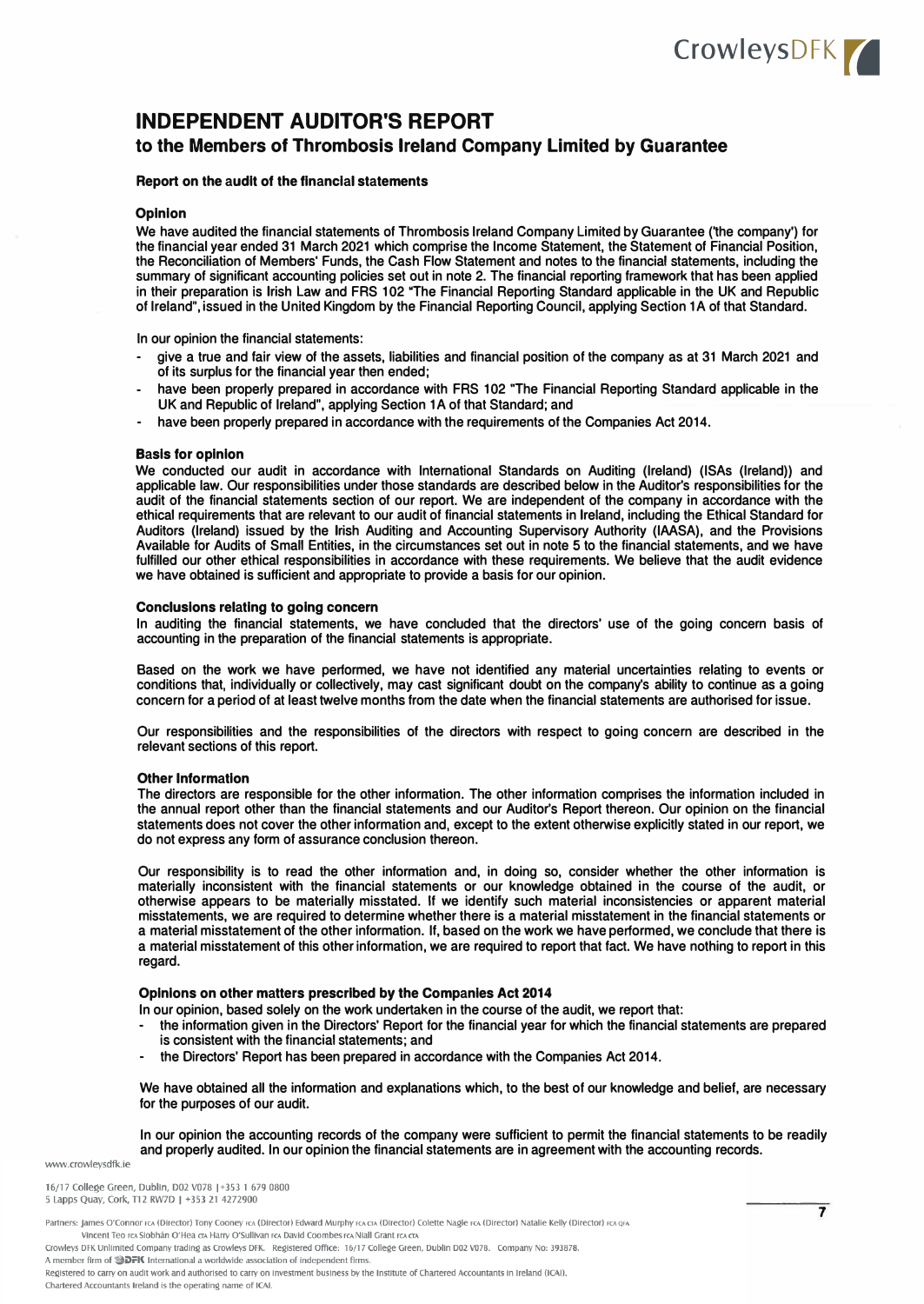# INDEPENDENT AUDITOR'S REPORT

## to the Members of Thrombosis Ireland Company Limited by Guarantee

### Report on the audit of the financial statements

#### Opinion

We have audited the financial statements of Thrombosis Ireland Company Limited by Guarantee ('the company') for the financial year ended 31 March 2021 which comprise the Income Statement, the Statement of Financial Position, the Reconciliation of Members' Funds, the Cash Flow Statement and notes to the financial statements, including the summary of significant accounting policies set out in note 2. The financial reporting framework that has been applied in their preparation is Irish Law and FRS 102 "The Financial Reporting Standard applicable in the UK and Republic of Ireland", issued in the United Kingdom by the Financial Reporting Council, applying Section 1A of that Standard.

In our opinion the financial statements:

- give a true and fair view of the assets, liabilities and financial position of the company as at 31 March 2021 and of its surplus for the financial year then ended;
- have been properly prepared in accordance with FRS 102 "The Financial Reporting Standard applicable in the UK and Republic of Ireland", applying Section 1A of that Standard; and
- have been properly prepared in accordance with the requirements of the Companies Act 2014.

#### Basis for opinion

We conducted our audit in accordance with International Standards on Auditing (Ireland) (ISAs (Ireland)) and applicable law. Our responsibilities under those standards are described below in the Auditor's responsibilities for the audit of the financial statements section of our report. We are independent of the company in accordance with the ethical requirements that are relevant to our audit of financial statements in Ireland, including the Ethical Standard for Auditors (Ireland) issued by the Irish Auditing and Accounting Supervisory Authority (IAASA), and the Provisions Available for Audits of Small Entities, in the circumstances set out in note 5 to the financial statements, and we have fulfilled our other ethical responsibilities in accordance with these requirements. We believe that the audit evidence we have obtained is sufficient and appropriate to provide a basis for our opinion.

#### Conclusions relating to going concern

In auditing the financial statements, we have concluded that the directors' use of the going concern basis of accounting in the preparation of the financial statements is appropriate.

Based on the work we have performed, we have not identified any material uncertainties relating to events or conditions that, individually or collectively, may cast significant doubt on the company's ability to continue as a going concern for a period of at least twelve months from the date when the financial statements are authorised for issue.

Our responsibilities and the responsibilities of the directors with respect to going concern are described in the relevant sections of this report.

#### Other Information

The directors are responsible for the other information. The other information comprises the information included in the annual report other than the financial statements and our Auditor's Report thereon. Our opinion on the financial statements does not cover the other information and, except to the extent otherwise explicitly stated in our report, we do not express any form of assurance conclusion thereon.

Our responsibility is to read the other information and, in doing so, consider whether the other information is materially inconsistent with the financial statements or our knowledge obtained in the course of the audit, or otherwise appears to be materially misstated. If we identify such material inconsistencies or apparent material misstatements, we are required to determine whether there is a material misstatement in the financial statements or a material misstatement of the other information. If, based on the work we have performed, we conclude that there is a material misstatement of this other information, we are required to report that fact. We have nothing to report in this regard.

#### Opinions on other matters prescribed by the Companies Act 2014

In our opinion, based solely on the work undertaken in the course of the audit, we report that:

- the information given in the Directors' Report for the financial year for which the financial statements are prepared is consistent with the financial statements; and
- the Directors' Report has been prepared in accordance with the Companies Act 2014.

We have obtained all the information and explanations which, to the best of our knowledge and belief, are necessary for the purposes of our audit.

In our opinion the accounting records of the company were sufficient to permit the financial statements to be readily and properly audited. In our opinion the financial statements are in agreement with the accounting records.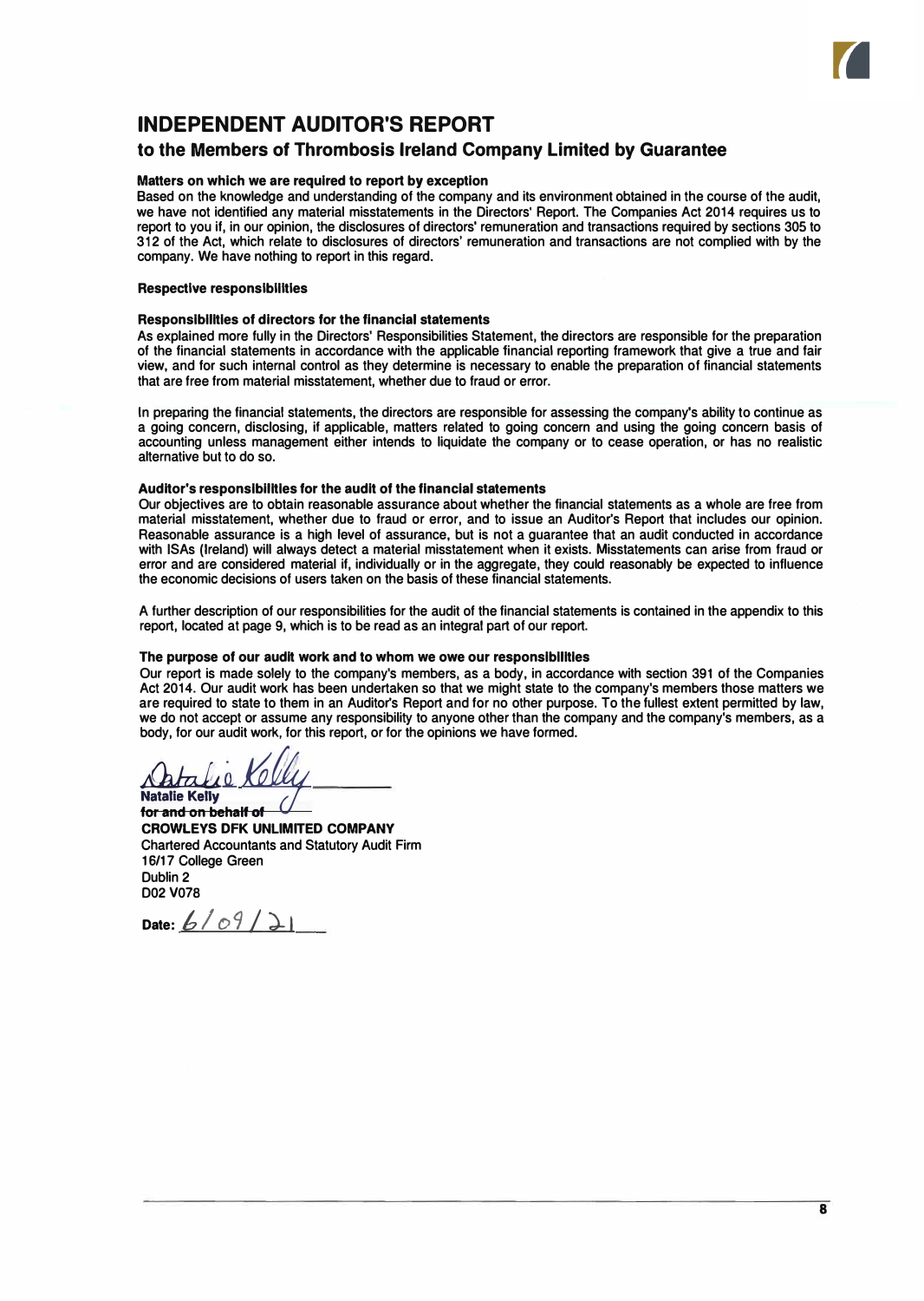# INDEPENDENT AUDITOR'S REPORT

## to the Members of Thrombosis Ireland Company Limited by Guarantee

**Matters on which we are required to report by exception**

Based on the knowledge and understanding of the company and its environment obtained in the course of the audit, we have not identified any material misstatements in the Directors' Report. The Companies Act 2014 requires us to report to you if, in our opinion, the disclosures of directors' remuneration and transactions required by sections 305 to 312 of the Act, which relate to disclosures of directors' remuneration and transactions are not complied with by the company. We have nothing to report in this regard.

**Respective responsibilities**

**Responsibilities of directors for the financial statements**

As explained more fully in the Directors' Responsibilities Statement, the directors are responsible for the preparation of the financial statements in accordance with the applicable financial reporting framework that give a true and fair view, and for such internal control as they determine is necessary to enable the preparation of financial statements that are free from material misstatement, whether due to fraud or error.

In preparing the financial statements, the directors are responsible for assessing the company's ability to continue as a going concern, disclosing, if applicable, matters related to going concern and using the going concern basis of accounting unless management either intends to liquidate the company or to cease operation, or has no realistic alternative but to do so.

**Auditor's responsibilities for the audit of the financial statements**

Our objectives are to obtain reasonable assurance about whether the financial statements as a whole are free from material misstatement, whether due to fraud or error, and to issue an Auditor's Report that includes our opinion. Reasonable assurance is a high level of assurance, but is not a guarantee that an audit conducted in accordance with ISAs (Ireland) will always detect a material misstatement when it exists. Misstatements can arise from fraud or error and are considered material if, individually or in the aggregate, they could reasonably be expected to influence the economic decisions of users taken on the basis of these financial statements.

A further description of our responsibilities for the audit of the financial statements is contained in the appendix to this report, located at page 9, which is to be read as an integral part of our report.

**The purpose of our audit work and to whom we owe our responsibilities**

Our report is made solely to the company's members, as a body, in accordance with section 391 of the Companies Act 2014. Our audit work has been undertaken so that we might state to the company's members those matters we are required to state to them in an Auditor's Report and for no other purpose. To the fullest extent permitted by law, we do not accept or assume any responsibility to anyone other than the company and the company's members, as a body, for our audit work, for this report, or for the opinions we have formed.

Natalie Kelly

**Natalie Kelly**
**for and on behalf of**
**CROWLEYS DFK UNLIMITED COMPANY**
Chartered Accountants and Statutory Audit Firm
16/17 College Green
Dublin 2
D02 V078

**Date:** 6/09/21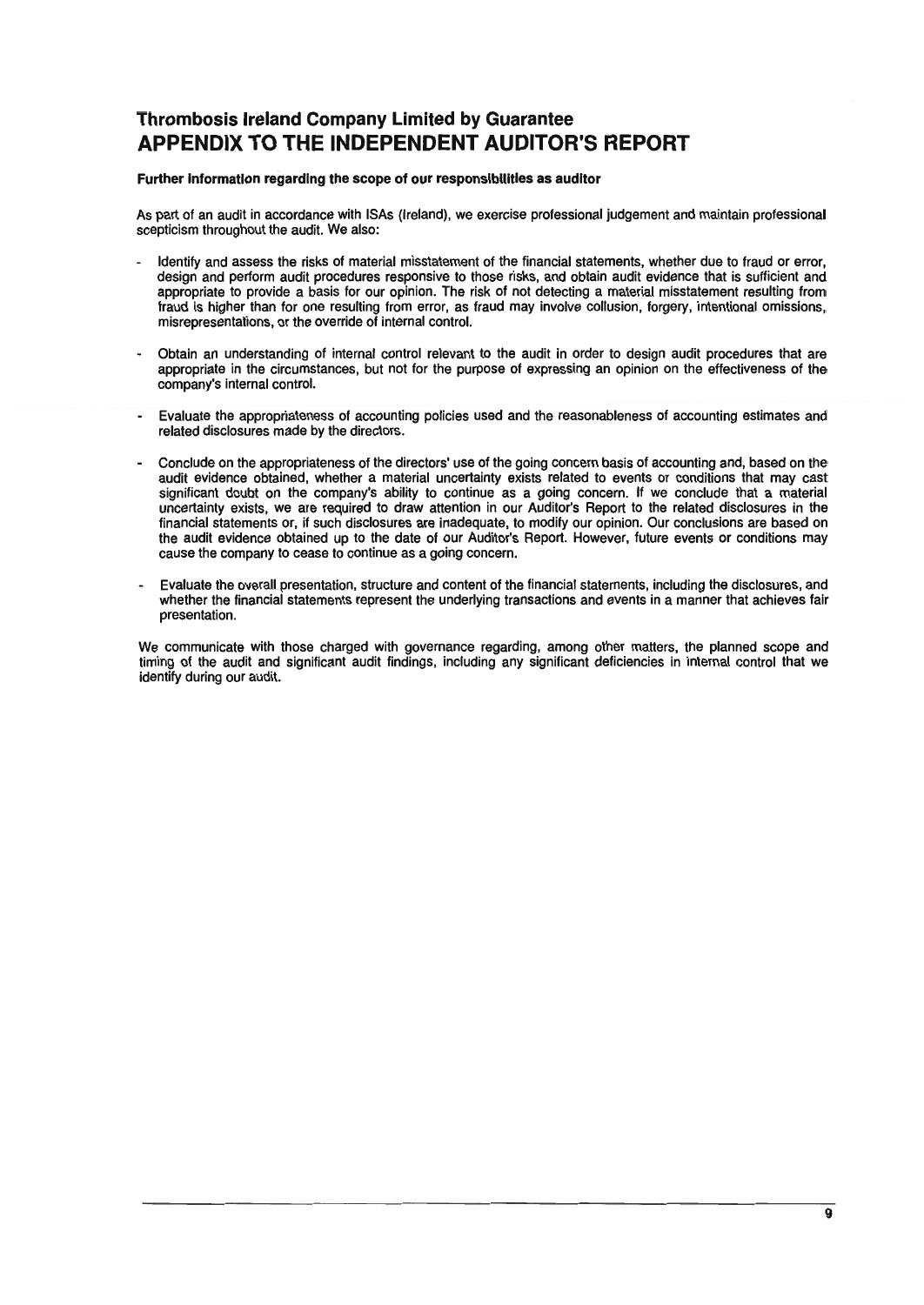# Thrombosis Ireland Company Limited by Guarantee
## APPENDIX TO THE INDEPENDENT AUDITOR'S REPORT

**Further information regarding the scope of our responsibilities as auditor**

As part of an audit in accordance with ISAs (Ireland), we exercise professional judgement and maintain professional scepticism throughout the audit. We also:

- Identify and assess the risks of material misstatement of the financial statements, whether due to fraud or error, design and perform audit procedures responsive to those risks, and obtain audit evidence that is sufficient and appropriate to provide a basis for our opinion. The risk of not detecting a material misstatement resulting from fraud is higher than for one resulting from error, as fraud may involve collusion, forgery, intentional omissions, misrepresentations, or the override of internal control.

- Obtain an understanding of internal control relevant to the audit in order to design audit procedures that are appropriate in the circumstances, but not for the purpose of expressing an opinion on the effectiveness of the company's internal control.

- Evaluate the appropriateness of accounting policies used and the reasonableness of accounting estimates and related disclosures made by the directors.

- Conclude on the appropriateness of the directors' use of the going concern basis of accounting and, based on the audit evidence obtained, whether a material uncertainty exists related to events or conditions that may cast significant doubt on the company's ability to continue as a going concern. If we conclude that a material uncertainty exists, we are required to draw attention in our Auditor's Report to the related disclosures in the financial statements or, if such disclosures are inadequate, to modify our opinion. Our conclusions are based on the audit evidence obtained up to the date of our Auditor's Report. However, future events or conditions may cause the company to cease to continue as a going concern.

- Evaluate the overall presentation, structure and content of the financial statements, including the disclosures, and whether the financial statements represent the underlying transactions and events in a manner that achieves fair presentation.

We communicate with those charged with governance regarding, among other matters, the planned scope and timing of the audit and significant audit findings, including any significant deficiencies in internal control that we identify during our audit.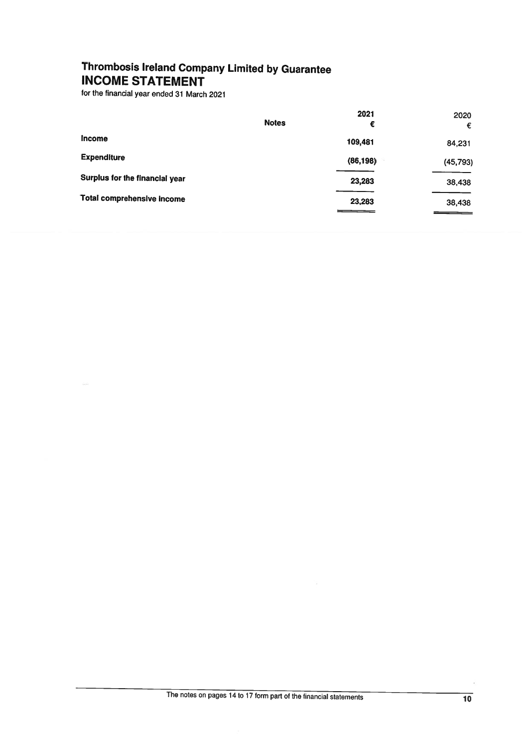# Thrombosis Ireland Company Limited by Guarantee
## INCOME STATEMENT

for the financial year ended 31 March 2021

| | Notes | 2021 € | 2020 € |
|---|---|---|---|
| **Income** | | **109,481** | 84,231 |
| **Expenditure** | | **(86,198)** | (45,793) |
| **Surplus for the financial year** | | **23,283** | 38,438 |
| **Total comprehensive income** | | **23,283** | 38,438 |

The notes on pages 14 to 17 form part of the financial statements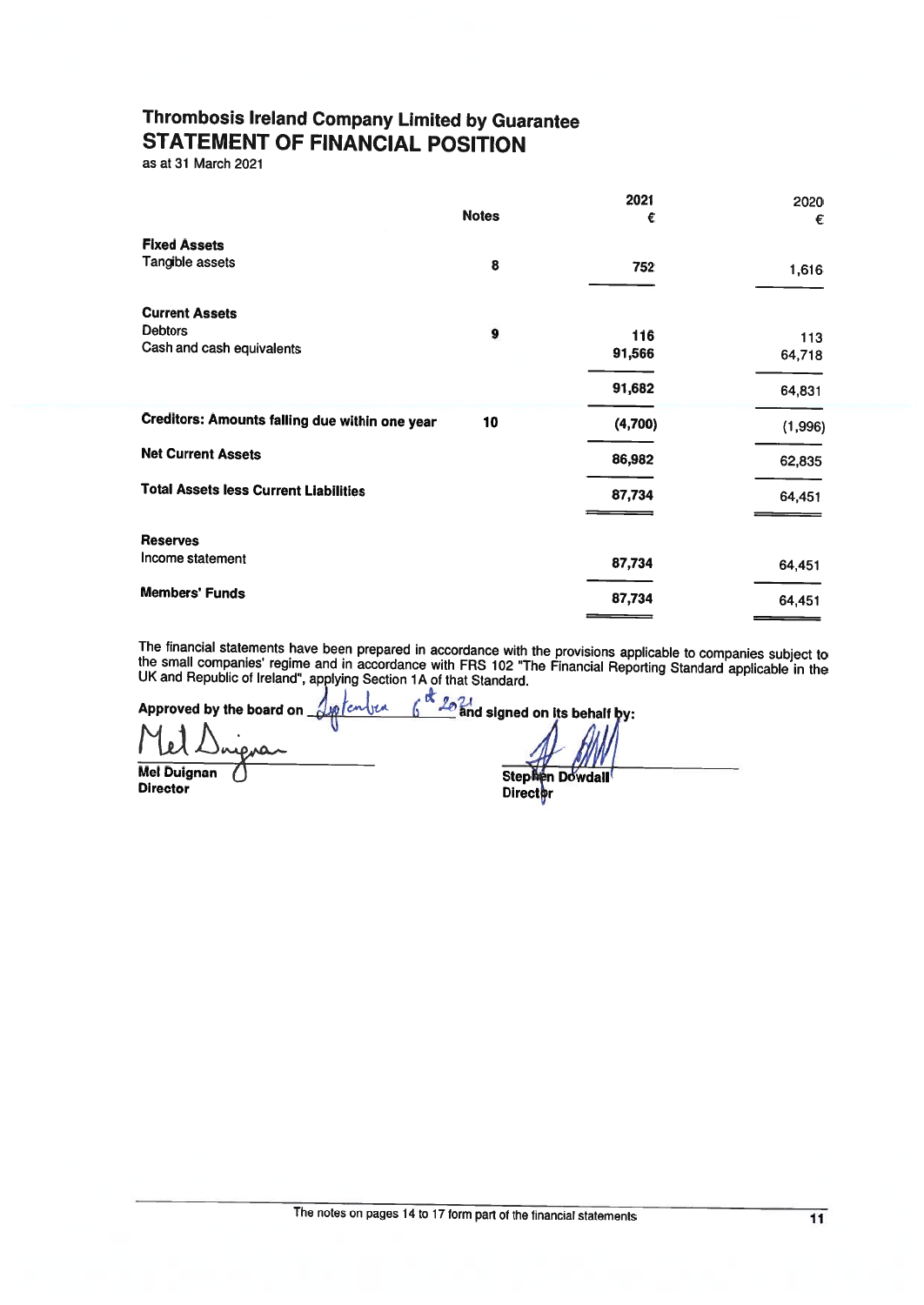# Thrombosis Ireland Company Limited by Guarantee

## STATEMENT OF FINANCIAL POSITION

as at 31 March 2021

| | Notes | 2021 € | 2020 € |
|---|---|---|---|
| **Fixed Assets** | | | |
| Tangible assets | 8 | 752 | 1,616 |
| **Current Assets** | | | |
| Debtors | 9 | 116 | 113 |
| Cash and cash equivalents | | 91,566 | 64,718 |
| | | 91,682 | 64,831 |
| **Creditors: Amounts falling due within one year** | 10 | (4,700) | (1,996) |
| **Net Current Assets** | | 86,982 | 62,835 |
| **Total Assets less Current Liabilities** | | 87,734 | 64,451 |
| **Reserves** | | | |
| Income statement | | 87,734 | 64,451 |
| **Members' Funds** | | 87,734 | 64,451 |

The financial statements have been prepared in accordance with the provisions applicable to companies subject to the small companies' regime and in accordance with FRS 102 "The Financial Reporting Standard applicable in the UK and Republic of Ireland", applying Section 1A of that Standard.

**Approved by the board on** September 6th 2021 **and signed on its behalf by:**

**Mel Duignan**
**Director**

**Stephen Dowdall**
**Director**

The notes on pages 14 to 17 form part of the financial statements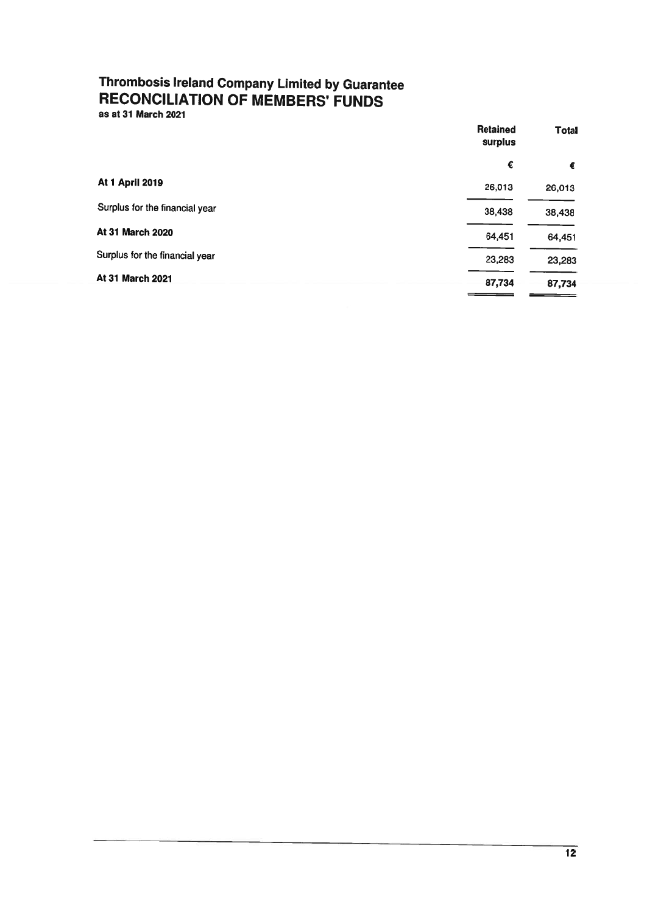# Thrombosis Ireland Company Limited by Guarantee
## RECONCILIATION OF MEMBERS' FUNDS
**as at 31 March 2021**

| | Retained surplus | Total |
|---|---|---|
| | € | € |
| **At 1 April 2019** | 26,013 | 26,013 |
| Surplus for the financial year | 38,438 | 38,438 |
| **At 31 March 2020** | 64,451 | 64,451 |
| Surplus for the financial year | 23,283 | 23,283 |
| **At 31 March 2021** | **87,734** | **87,734** |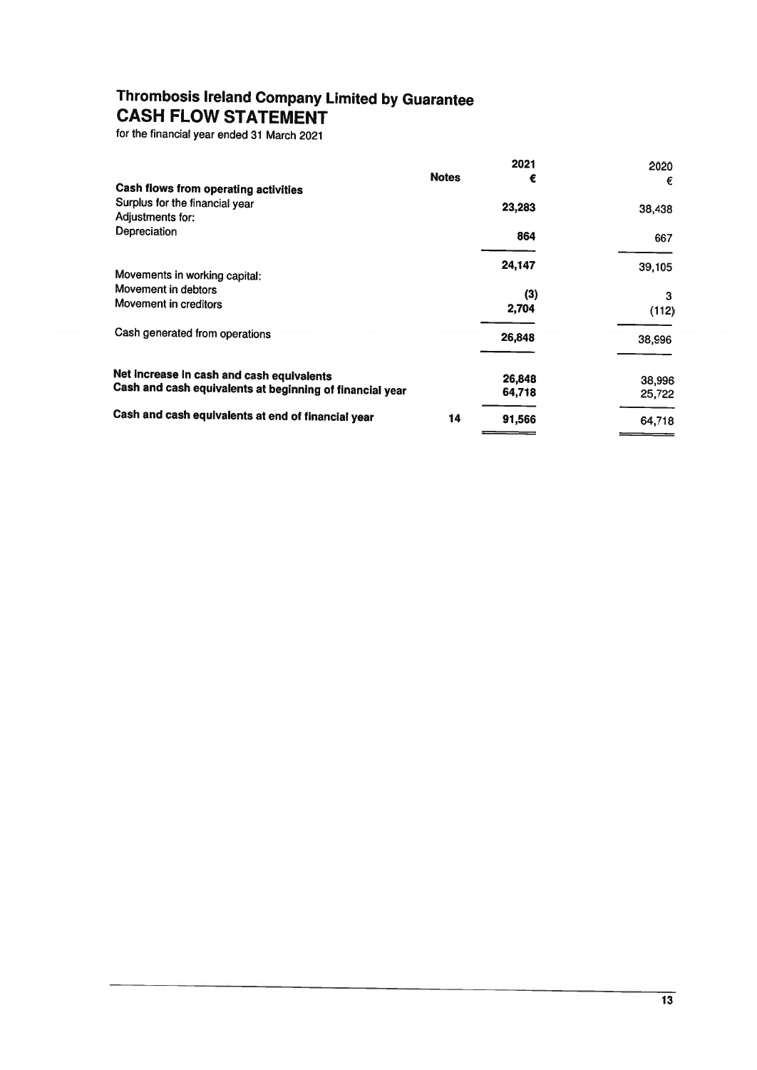# Thrombosis Ireland Company Limited by Guarantee
## CASH FLOW STATEMENT

for the financial year ended 31 March 2021

| | Notes | 2021<br>€ | 2020<br>€ |
|---|---|---|---|
| **Cash flows from operating activities** | | | |
| Surplus for the financial year | | 23,283 | 38,438 |
| Adjustments for: | | | |
| Depreciation | | 864 | 667 |
| | | 24,147 | 39,105 |
| Movements in working capital: | | | |
| Movement in debtors | | (3) | 3 |
| Movement in creditors | | 2,704 | (112) |
| Cash generated from operations | | 26,848 | 38,996 |
| **Net increase in cash and cash equivalents** | | 26,848 | 38,996 |
| **Cash and cash equivalents at beginning of financial year** | | 64,718 | 25,722 |
| **Cash and cash equivalents at end of financial year** | 14 | 91,566 | 64,718 |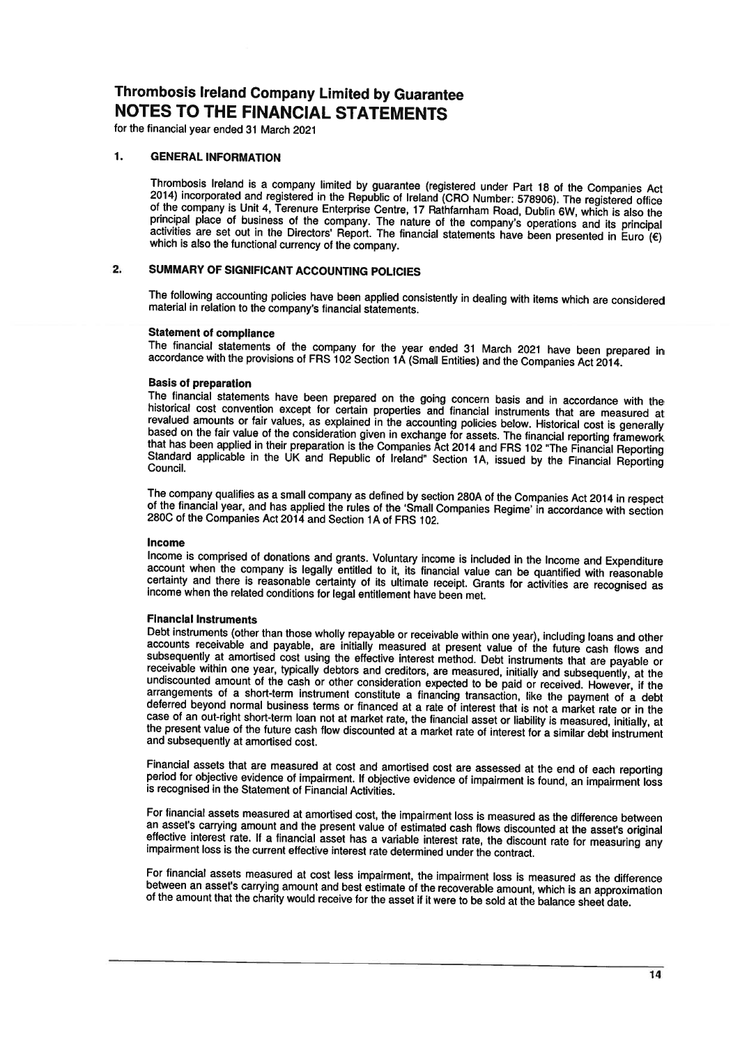# Thrombosis Ireland Company Limited by Guarantee

# NOTES TO THE FINANCIAL STATEMENTS

for the financial year ended 31 March 2021

## 1. GENERAL INFORMATION

Thrombosis Ireland is a company limited by guarantee (registered under Part 18 of the Companies Act 2014) incorporated and registered in the Republic of Ireland (CRO Number: 578906). The registered office of the company is Unit 4, Terenure Enterprise Centre, 17 Rathfarnham Road, Dublin 6W, which is also the principal place of business of the company. The nature of the company's operations and its principal activities are set out in the Directors' Report. The financial statements have been presented in Euro (€) which is also the functional currency of the company.

## 2. SUMMARY OF SIGNIFICANT ACCOUNTING POLICIES

The following accounting policies have been applied consistently in dealing with items which are considered material in relation to the company's financial statements.

**Statement of compliance**

The financial statements of the company for the year ended 31 March 2021 have been prepared in accordance with the provisions of FRS 102 Section 1A (Small Entities) and the Companies Act 2014.

**Basis of preparation**

The financial statements have been prepared on the going concern basis and in accordance with the historical cost convention except for certain properties and financial instruments that are measured at revalued amounts or fair values, as explained in the accounting policies below. Historical cost is generally based on the fair value of the consideration given in exchange for assets. The financial reporting framework that has been applied in their preparation is the Companies Act 2014 and FRS 102 "The Financial Reporting Standard applicable in the UK and Republic of Ireland" Section 1A, issued by the Financial Reporting Council.

The company qualifies as a small company as defined by section 280A of the Companies Act 2014 in respect of the financial year, and has applied the rules of the 'Small Companies Regime' in accordance with section 280C of the Companies Act 2014 and Section 1A of FRS 102.

**Income**

Income is comprised of donations and grants. Voluntary income is included in the Income and Expenditure account when the company is legally entitled to it, its financial value can be quantified with reasonable certainty and there is reasonable certainty of its ultimate receipt. Grants for activities are recognised as income when the related conditions for legal entitlement have been met.

**Financial Instruments**

Debt instruments (other than those wholly repayable or receivable within one year), including loans and other accounts receivable and payable, are initially measured at present value of the future cash flows and subsequently at amortised cost using the effective interest method. Debt instruments that are payable or receivable within one year, typically debtors and creditors, are measured, initially and subsequently, at the undiscounted amount of the cash or other consideration expected to be paid or received. However, if the arrangements of a short-term instrument constitute a financing transaction, like the payment of a debt deferred beyond normal business terms or financed at a rate of interest that is not a market rate or in the case of an out-right short-term loan not at market rate, the financial asset or liability is measured, initially, at the present value of the future cash flow discounted at a market rate of interest for a similar debt instrument and subsequently at amortised cost.

Financial assets that are measured at cost and amortised cost are assessed at the end of each reporting period for objective evidence of impairment. If objective evidence of impairment is found, an impairment loss is recognised in the Statement of Financial Activities.

For financial assets measured at amortised cost, the impairment loss is measured as the difference between an asset's carrying amount and the present value of estimated cash flows discounted at the asset's original effective interest rate. If a financial asset has a variable interest rate, the discount rate for measuring any impairment loss is the current effective interest rate determined under the contract.

For financial assets measured at cost less impairment, the impairment loss is measured as the difference between an asset's carrying amount and best estimate of the recoverable amount, which is an approximation of the amount that the charity would receive for the asset if it were to be sold at the balance sheet date.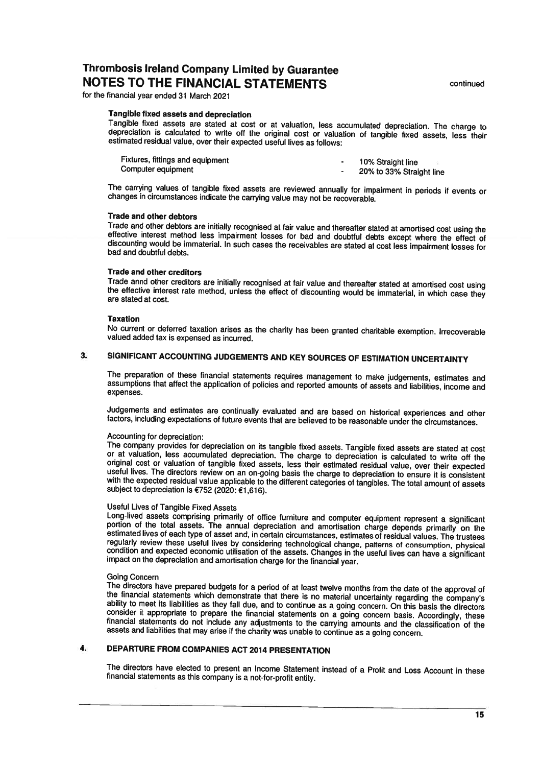# Thrombosis Ireland Company Limited by Guarantee
## NOTES TO THE FINANCIAL STATEMENTS

continued

for the financial year ended 31 March 2021

**Tangible fixed assets and depreciation**

Tangible fixed assets are stated at cost or at valuation, less accumulated depreciation. The charge to depreciation is calculated to write off the original cost or valuation of tangible fixed assets, less their estimated residual value, over their expected useful lives as follows:

| | | |
|---|---|---|
| Fixtures, fittings and equipment | - | 10% Straight line |
| Computer equipment | - | 20% to 33% Straight line |

The carrying values of tangible fixed assets are reviewed annually for impairment in periods if events or changes in circumstances indicate the carrying value may not be recoverable.

**Trade and other debtors**

Trade and other debtors are initially recognised at fair value and thereafter stated at amortised cost using the effective interest method less impairment losses for bad and doubtful debts except where the effect of discounting would be immaterial. In such cases the receivables are stated at cost less impairment losses for bad and doubtful debts.

**Trade and other creditors**

Trade annd other creditors are initially recognised at fair value and thereafter stated at amortised cost using the effective interest rate method, unless the effect of discounting would be immaterial, in which case they are stated at cost.

**Taxation**

No current or deferred taxation arises as the charity has been granted charitable exemption. Irrecoverable valued added tax is expensed as incurred.

## 3. SIGNIFICANT ACCOUNTING JUDGEMENTS AND KEY SOURCES OF ESTIMATION UNCERTAINTY

The preparation of these financial statements requires management to make judgements, estimates and assumptions that affect the application of policies and reported amounts of assets and liabilities, income and expenses.

Judgements and estimates are continually evaluated and are based on historical experiences and other factors, including expectations of future events that are believed to be reasonable under the circumstances.

Accounting for depreciation:

The company provides for depreciation on its tangible fixed assets. Tangible fixed assets are stated at cost or at valuation, less accumulated depreciation. The charge to depreciation is calculated to write off the original cost or valuation of tangible fixed assets, less their estimated residual value, over their expected useful lives. The directors review on an on-going basis the charge to depreciation to ensure it is consistent with the expected residual value applicable to the different categories of tangibles. The total amount of assets subject to depreciation is €752 (2020: €1,616).

Useful Lives of Tangible Fixed Assets

Long-lived assets comprising primarily of office furniture and computer equipment represent a significant portion of the total assets. The annual depreciation and amortisation charge depends primarily on the estimated lives of each type of asset and, in certain circumstances, estimates of residual values. The trustees regularly review these useful lives by considering technological change, patterns of consumption, physical condition and expected economic utilisation of the assets. Changes in the useful lives can have a significant impact on the depreciation and amortisation charge for the financial year.

Going Concern

The directors have prepared budgets for a period of at least twelve months from the date of the approval of the financial statements which demonstrate that there is no material uncertainty regarding the company's ability to meet its liabilities as they fall due, and to continue as a going concern. On this basis the directors consider it appropriate to prepare the financial statements on a going concern basis. Accordingly, these financial statements do not include any adjustments to the carrying amounts and the classification of the assets and liabilities that may arise if the charity was unable to continue as a going concern.

## 4. DEPARTURE FROM COMPANIES ACT 2014 PRESENTATION

The directors have elected to present an Income Statement instead of a Profit and Loss Account in these financial statements as this company is a not-for-profit entity.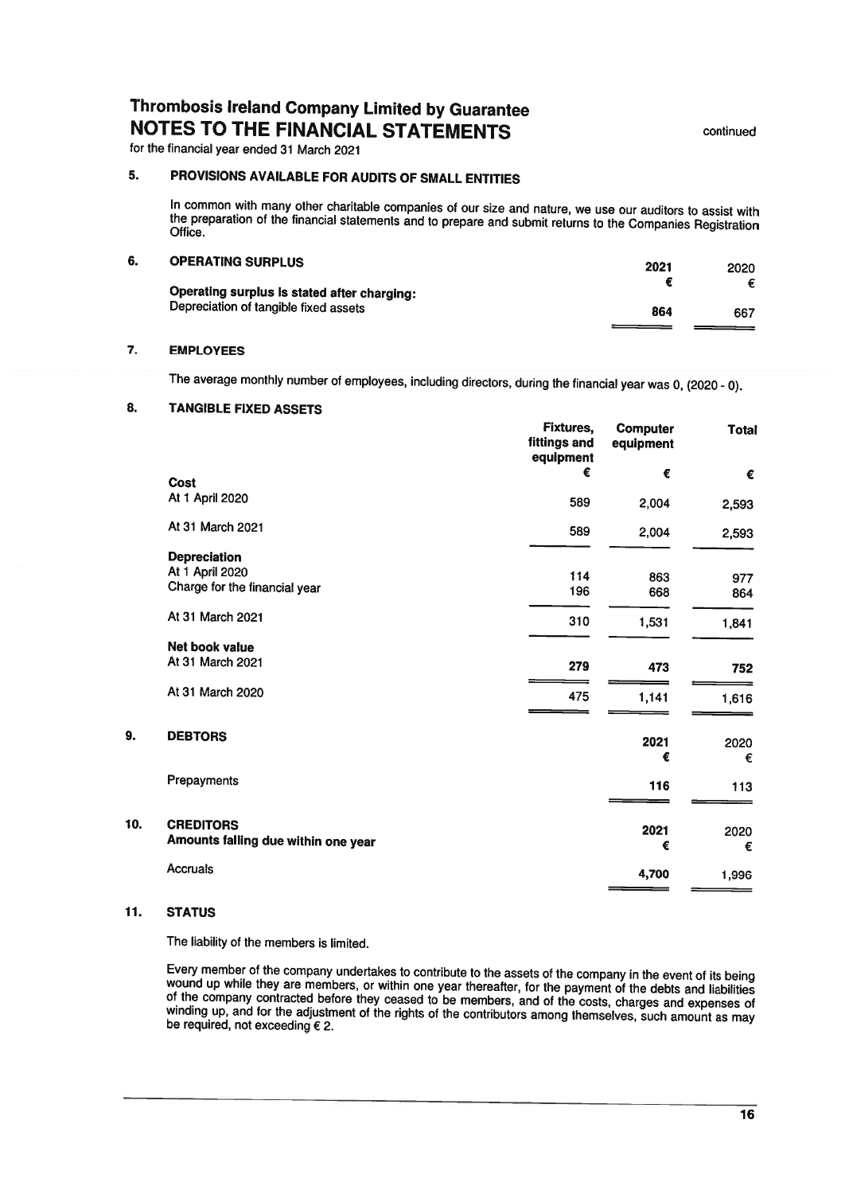# Thrombosis Ireland Company Limited by Guarantee
## NOTES TO THE FINANCIAL STATEMENTS

continued

for the financial year ended 31 March 2021

### 5. PROVISIONS AVAILABLE FOR AUDITS OF SMALL ENTITIES

In common with many other charitable companies of our size and nature, we use our auditors to assist with the preparation of the financial statements and to prepare and submit returns to the Companies Registration Office.

### 6. OPERATING SURPLUS

| | 2021 | 2020 |
|---|---|---|
| | € | € |
| **Operating surplus is stated after charging:** | | |
| Depreciation of tangible fixed assets | 864 | 667 |

### 7. EMPLOYEES

The average monthly number of employees, including directors, during the financial year was 0, (2020 - 0).

### 8. TANGIBLE FIXED ASSETS

| | Fixtures, fittings and equipment | Computer equipment | Total |
|---|---|---|---|
| | € | € | € |
| **Cost** | | | |
| At 1 April 2020 | 589 | 2,004 | 2,593 |
| At 31 March 2021 | 589 | 2,004 | 2,593 |
| **Depreciation** | | | |
| At 1 April 2020 | 114 | 863 | 977 |
| Charge for the financial year | 196 | 668 | 864 |
| At 31 March 2021 | 310 | 1,531 | 1,841 |
| **Net book value** | | | |
| At 31 March 2021 | **279** | **473** | **752** |
| At 31 March 2020 | 475 | 1,141 | 1,616 |

### 9. DEBTORS

| | 2021 | 2020 |
|---|---|---|
| | € | € |
| Prepayments | **116** | 113 |

### 10. CREDITORS

| Amounts falling due within one year | 2021 | 2020 |
|---|---|---|
| | € | € |
| Accruals | **4,700** | 1,996 |

### 11. STATUS

The liability of the members is limited.

Every member of the company undertakes to contribute to the assets of the company in the event of its being wound up while they are members, or within one year thereafter, for the payment of the debts and liabilities of the company contracted before they ceased to be members, and of the costs, charges and expenses of winding up, and for the adjustment of the rights of the contributors among themselves, such amount as may be required, not exceeding € 2.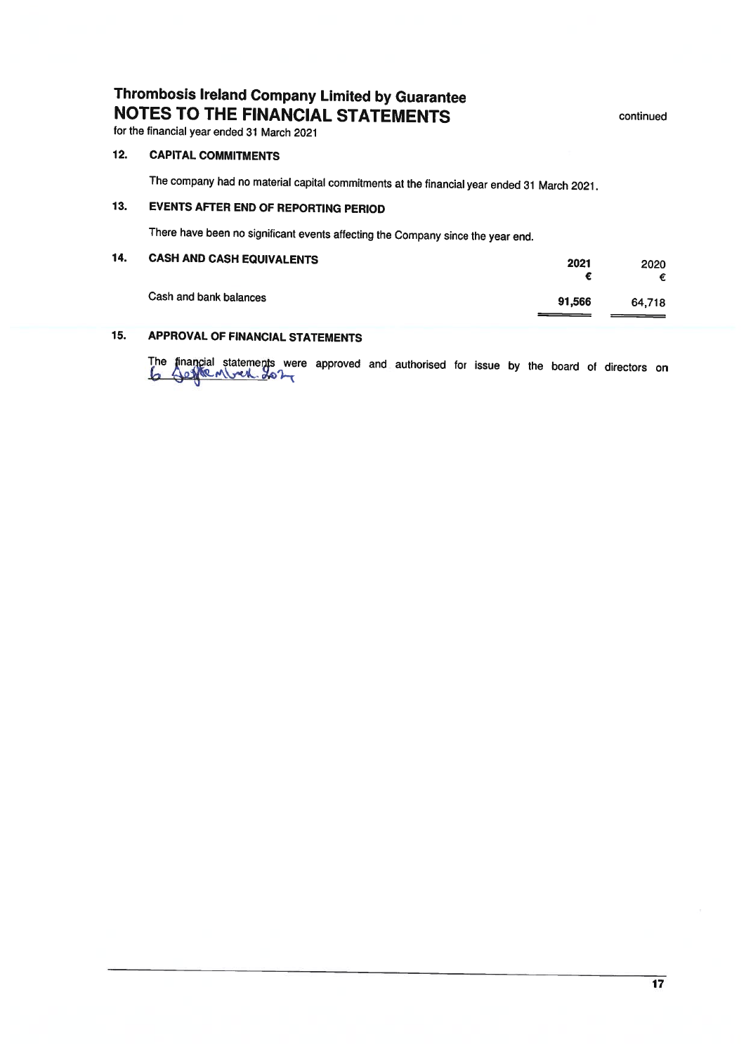# Thrombosis Ireland Company Limited by Guarantee
## NOTES TO THE FINANCIAL STATEMENTS

continued

for the financial year ended 31 March 2021

### 12. CAPITAL COMMITMENTS

The company had no material capital commitments at the financial year ended 31 March 2021.

### 13. EVENTS AFTER END OF REPORTING PERIOD

There have been no significant events affecting the Company since the year end.

### 14. CASH AND CASH EQUIVALENTS

| | 2021 € | 2020 € |
|---|---|---|
| Cash and bank balances | **91,566** | 64,718 |

### 15. APPROVAL OF FINANCIAL STATEMENTS

The financial statements were approved and authorised for issue by the board of directors on 6 September 2021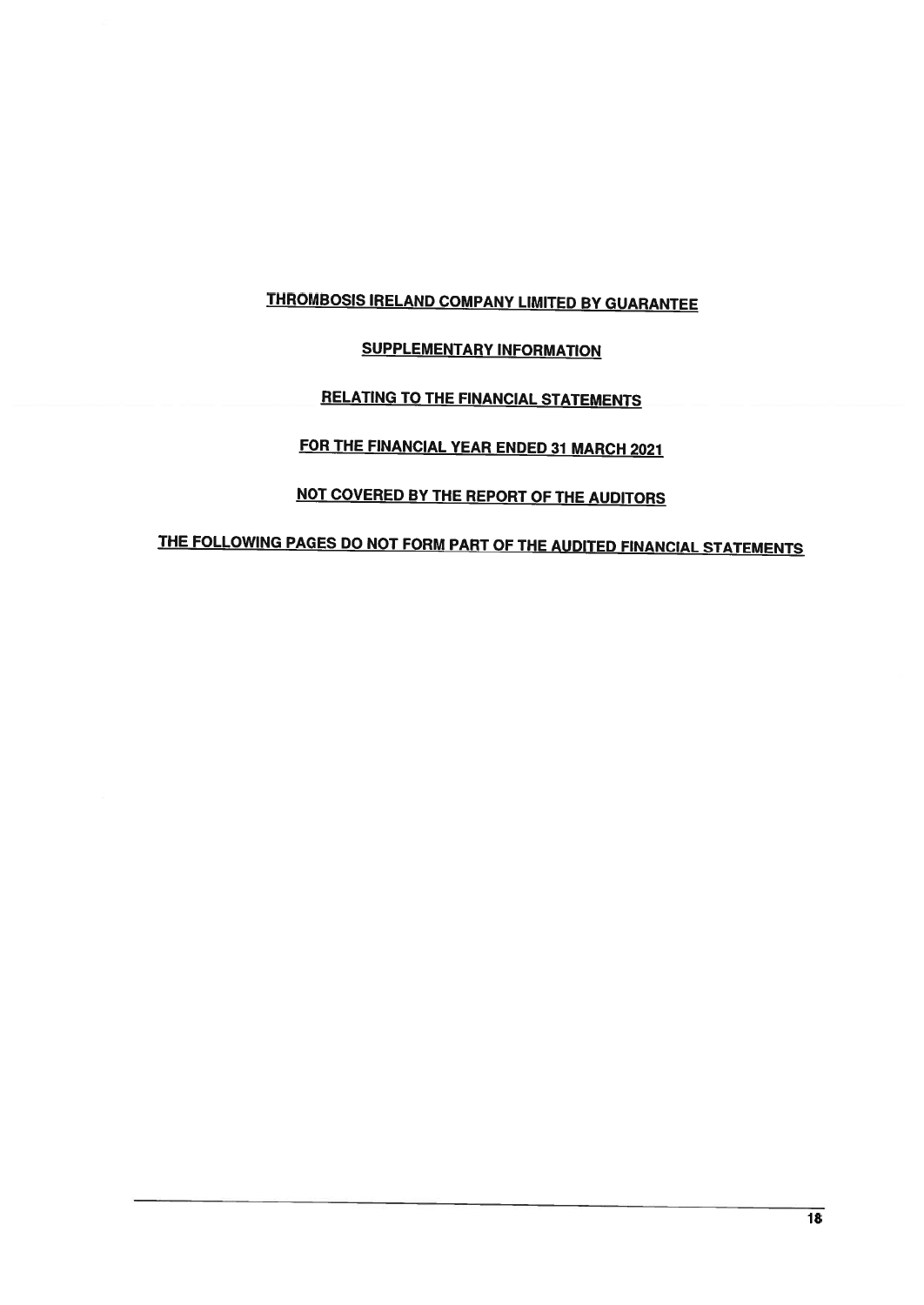**THROMBOSIS IRELAND COMPANY LIMITED BY GUARANTEE**

**SUPPLEMENTARY INFORMATION**

**RELATING TO THE FINANCIAL STATEMENTS**

**FOR THE FINANCIAL YEAR ENDED 31 MARCH 2021**

**NOT COVERED BY THE REPORT OF THE AUDITORS**

**THE FOLLOWING PAGES DO NOT FORM PART OF THE AUDITED FINANCIAL STATEMENTS**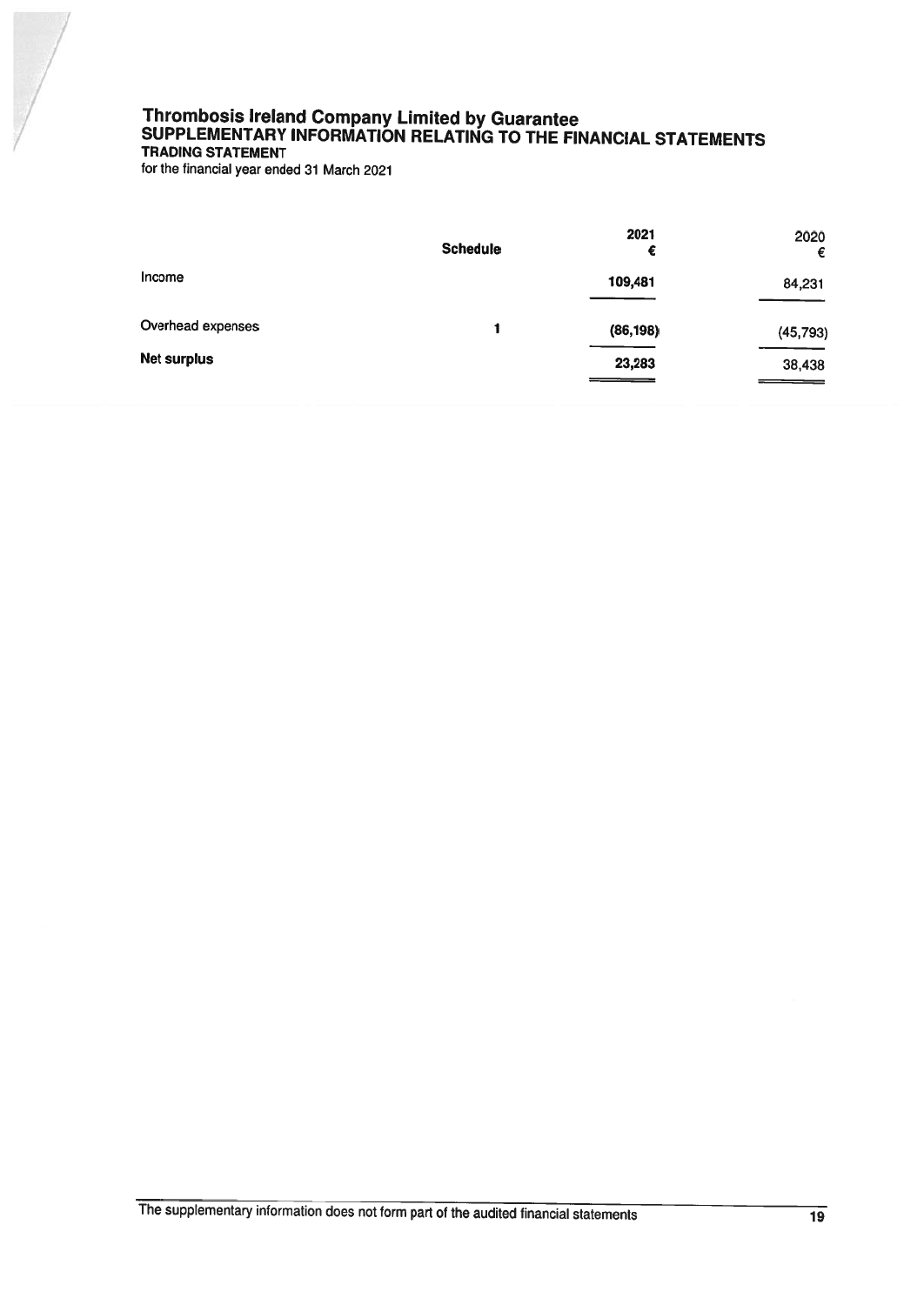# Thrombosis Ireland Company Limited by Guarantee
## SUPPLEMENTARY INFORMATION RELATING TO THE FINANCIAL STATEMENTS
### TRADING STATEMENT
for the financial year ended 31 March 2021

| | Schedule | 2021 € | 2020 € |
|---|---|---|---|
| Income | | **109,481** | 84,231 |
| Overhead expenses | 1 | **(86,198)** | (45,793) |
| **Net surplus** | | **23,283** | 38,438 |

The supplementary information does not form part of the audited financial statements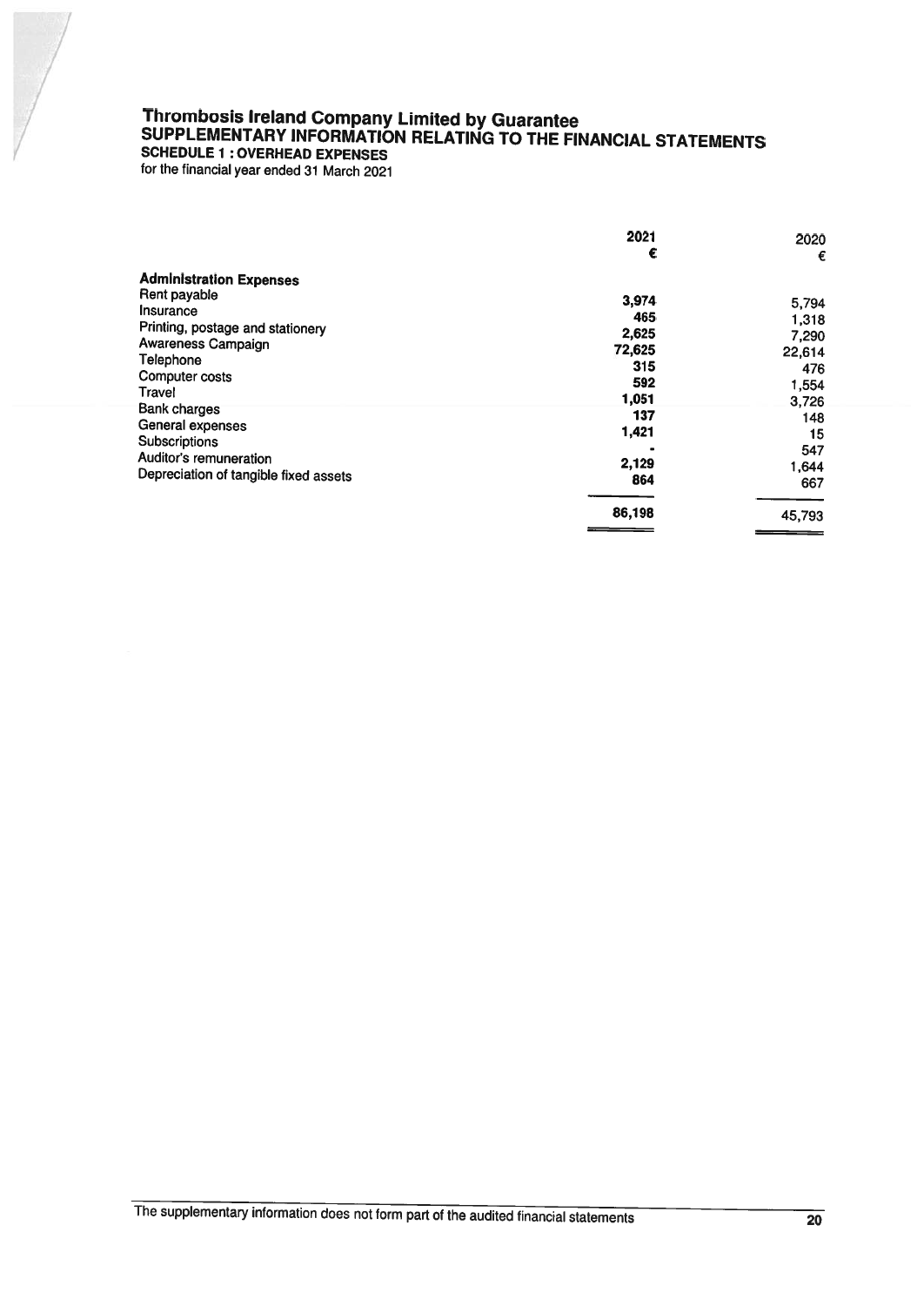# Thrombosis Ireland Company Limited by Guarantee

## SUPPLEMENTARY INFORMATION RELATING TO THE FINANCIAL STATEMENTS

### SCHEDULE 1 : OVERHEAD EXPENSES

for the financial year ended 31 March 2021

| | 2021 € | 2020 € |
|---|---|---|
| **Administration Expenses** | | |
| Rent payable | 3,974 | 5,794 |
| Insurance | 465 | 1,318 |
| Printing, postage and stationery | 2,625 | 7,290 |
| Awareness Campaign | 72,625 | 22,614 |
| Telephone | 315 | 476 |
| Computer costs | 592 | 1,554 |
| Travel | 1,051 | 3,726 |
| Bank charges | 137 | 148 |
| General expenses | 1,421 | 15 |
| Subscriptions | - | 547 |
| Auditor's remuneration | 2,129 | 1,644 |
| Depreciation of tangible fixed assets | 864 | 667 |
| | 86,198 | 45,793 |

The supplementary information does not form part of the audited financial statements